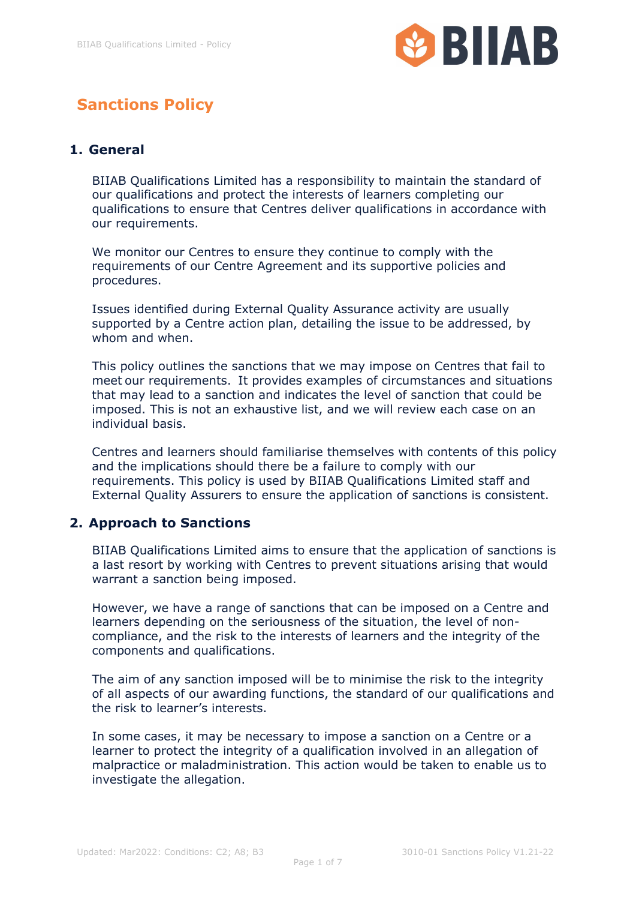# Sanctions Policy

## 1. General

BIIAB Qualifications Limited has a responsibility to maintain the standard of our qualifications and protect the interests of learners completing our qualifications to ensure that Centres deliver qualifications in accordance with our requirements.

We monitor our Centres to ensure they continue to comply with the requirements of our Centre Agreement and its supportive policies and procedures.

Issues identified during External Quality Assurance activity are usually supported by a Centre action plan, detailing the issue to be addressed, by whom and when.

This policy outlines the sanctions that we may impose on Centres that fail to meet our requirements. It provides examples of circumstances and situations that may lead to a sanction and indicates the level of sanction that could be imposed. This is not an exhaustive list, and we will review each case on an individual basis.

Centres and learners should familiarise themselves with contents of this policy and the implications should there be a failure to comply with our requirements. This policy is used by BIIAB Qualifications Limited staff and External Quality Assurers to ensure the application of sanctions is consistent.

## 2. Approach to Sanctions

BIIAB Qualifications Limited aims to ensure that the application of sanctions is a last resort by working with Centres to prevent situations arising that would warrant a sanction being imposed.

However, we have a range of sanctions that can be imposed on a Centre and learners depending on the seriousness of the situation, the level of non-compliance, and the risk to the interests of learners and the integrity of the components and qualifications.

The aim of any sanction imposed will be to minimise the risk to the integrity of all aspects of our awarding functions, the standard of our qualifications and the risk to learner's interests.

In some cases, it may be necessary to impose a sanction on a Centre or a learner to protect the integrity of a qualification involved in an allegation of malpractice or maladministration. This action would be taken to enable us to investigate the allegation.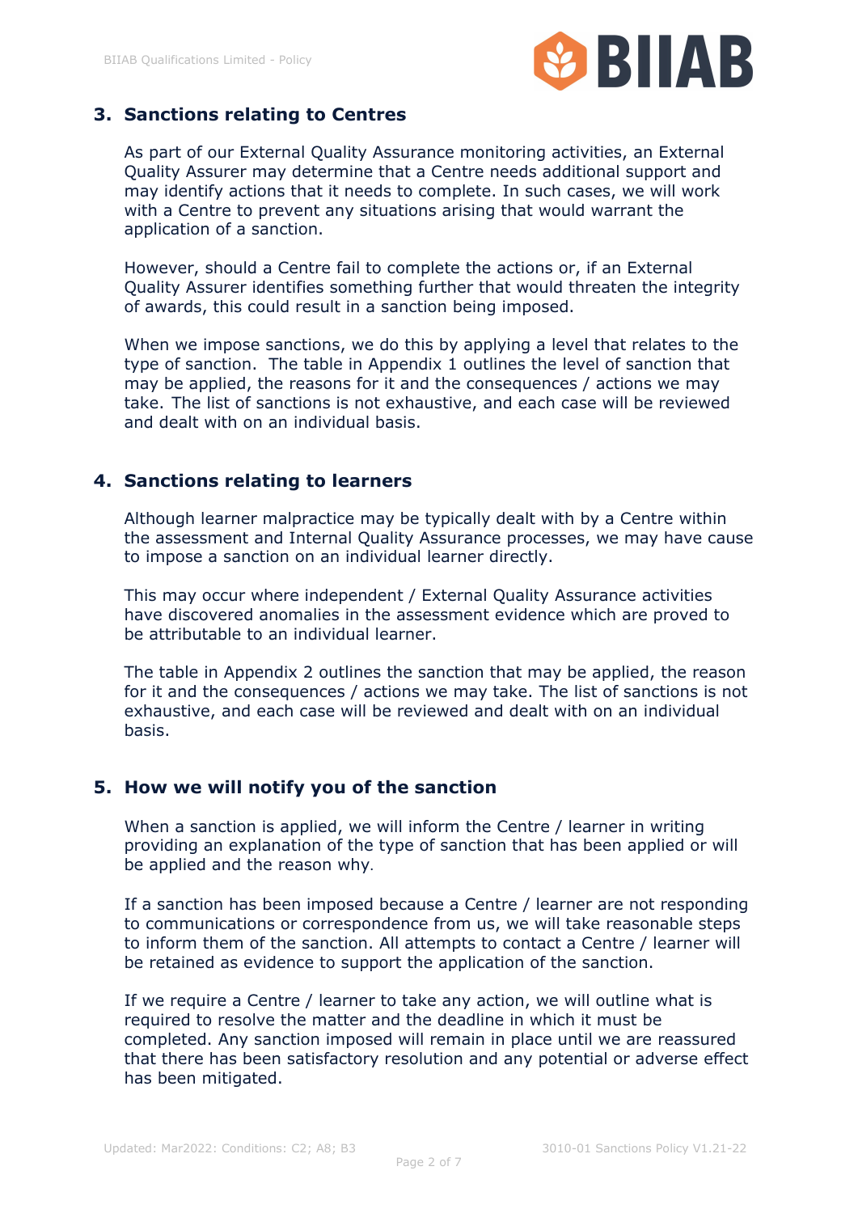## 3. Sanctions relating to Centres

As part of our External Quality Assurance monitoring activities, an External Quality Assurer may determine that a Centre needs additional support and may identify actions that it needs to complete. In such cases, we will work with a Centre to prevent any situations arising that would warrant the application of a sanction.

However, should a Centre fail to complete the actions or, if an External Quality Assurer identifies something further that would threaten the integrity of awards, this could result in a sanction being imposed.

When we impose sanctions, we do this by applying a level that relates to the type of sanction. The table in Appendix 1 outlines the level of sanction that may be applied, the reasons for it and the consequences / actions we may take. The list of sanctions is not exhaustive, and each case will be reviewed and dealt with on an individual basis.

## 4. Sanctions relating to learners

Although learner malpractice may be typically dealt with by a Centre within the assessment and Internal Quality Assurance processes, we may have cause to impose a sanction on an individual learner directly.

This may occur where independent / External Quality Assurance activities have discovered anomalies in the assessment evidence which are proved to be attributable to an individual learner.

The table in Appendix 2 outlines the sanction that may be applied, the reason for it and the consequences / actions we may take. The list of sanctions is not exhaustive, and each case will be reviewed and dealt with on an individual basis.

## 5. How we will notify you of the sanction

When a sanction is applied, we will inform the Centre / learner in writing providing an explanation of the type of sanction that has been applied or will be applied and the reason why.

If a sanction has been imposed because a Centre / learner are not responding to communications or correspondence from us, we will take reasonable steps to inform them of the sanction. All attempts to contact a Centre / learner will be retained as evidence to support the application of the sanction.

If we require a Centre / learner to take any action, we will outline what is required to resolve the matter and the deadline in which it must be completed. Any sanction imposed will remain in place until we are reassured that there has been satisfactory resolution and any potential or adverse effect has been mitigated.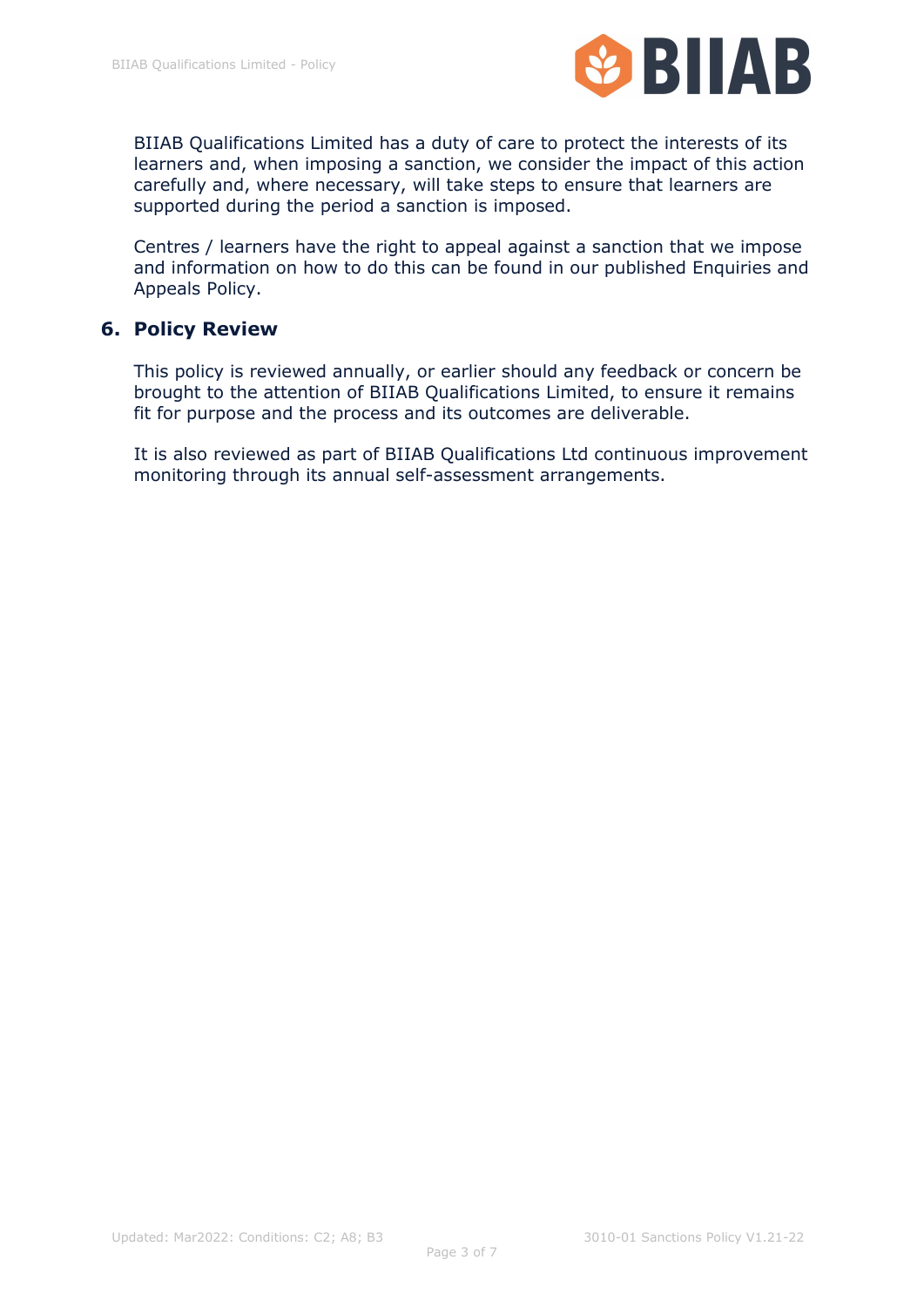BIIAB Qualifications Limited has a duty of care to protect the interests of its learners and, when imposing a sanction, we consider the impact of this action carefully and, where necessary, will take steps to ensure that learners are supported during the period a sanction is imposed.

Centres / learners have the right to appeal against a sanction that we impose and information on how to do this can be found in our published Enquiries and Appeals Policy.

## 6. Policy Review

This policy is reviewed annually, or earlier should any feedback or concern be brought to the attention of BIIAB Qualifications Limited, to ensure it remains fit for purpose and the process and its outcomes are deliverable.

It is also reviewed as part of BIIAB Qualifications Ltd continuous improvement monitoring through its annual self-assessment arrangements.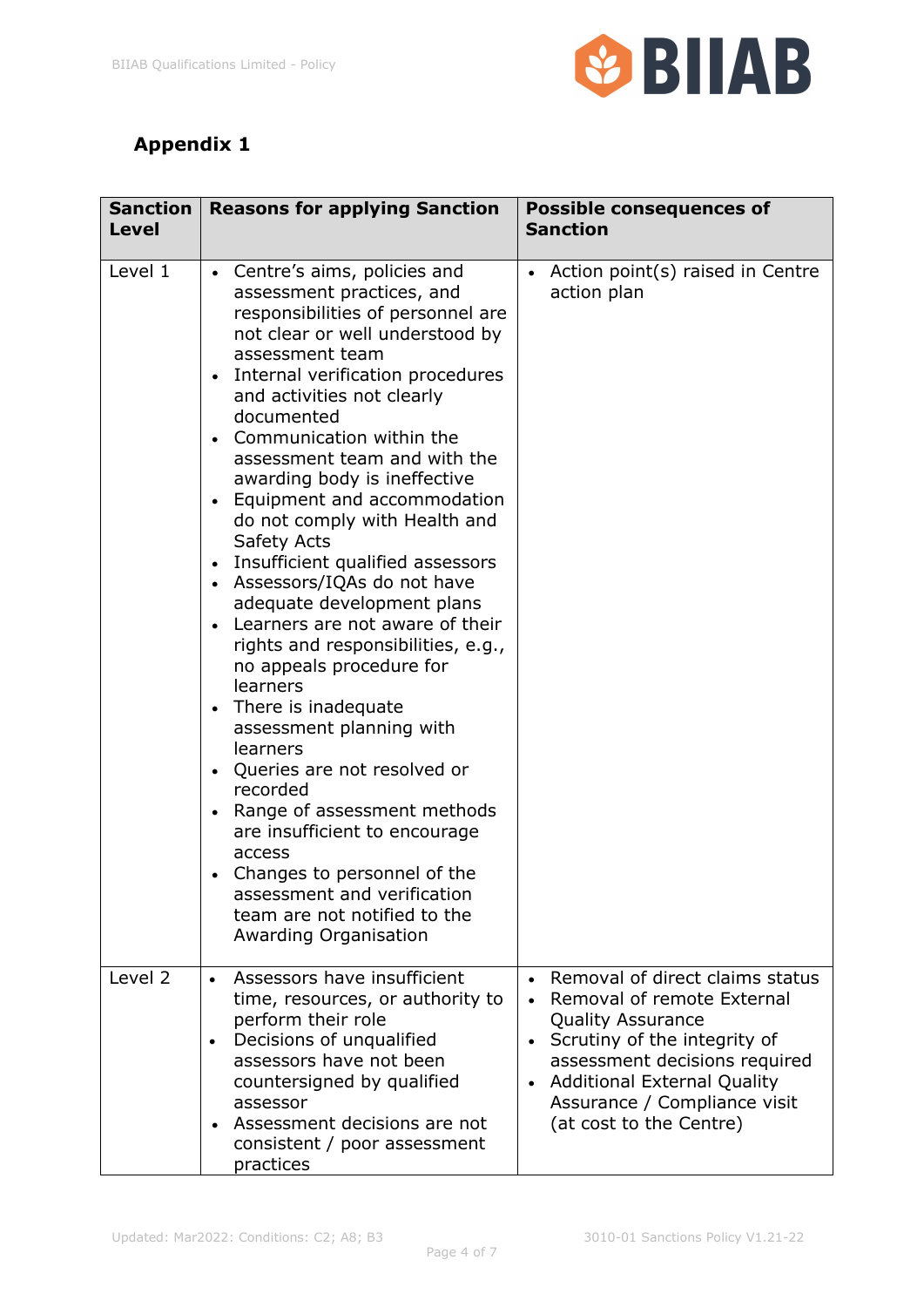## Appendix 1

| Sanction Level | Reasons for applying Sanction | Possible consequences of Sanction |
|---|---|---|
| Level 1 | • Centre's aims, policies and assessment practices, and responsibilities of personnel are not clear or well understood by assessment team<br>• Internal verification procedures and activities not clearly documented<br>• Communication within the assessment team and with the awarding body is ineffective<br>• Equipment and accommodation do not comply with Health and Safety Acts<br>• Insufficient qualified assessors<br>• Assessors/IQAs do not have adequate development plans<br>• Learners are not aware of their rights and responsibilities, e.g., no appeals procedure for learners<br>• There is inadequate assessment planning with learners<br>• Queries are not resolved or recorded<br>• Range of assessment methods are insufficient to encourage access<br>• Changes to personnel of the assessment and verification team are not notified to the Awarding Organisation | • Action point(s) raised in Centre action plan |
| Level 2 | • Assessors have insufficient time, resources, or authority to perform their role<br>• Decisions of unqualified assessors have not been countersigned by qualified assessor<br>• Assessment decisions are not consistent / poor assessment practices | • Removal of direct claims status<br>• Removal of remote External Quality Assurance<br>• Scrutiny of the integrity of assessment decisions required<br>• Additional External Quality Assurance / Compliance visit (at cost to the Centre) |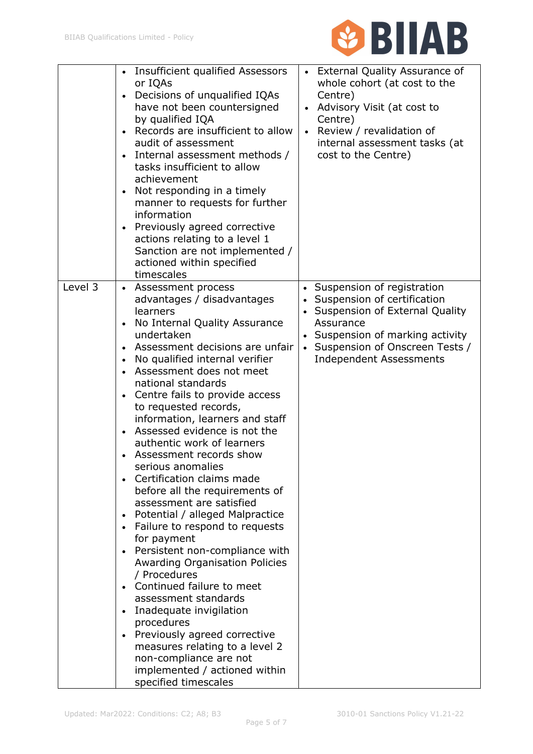| | | |
|---|---|---|
| | • Insufficient qualified Assessors or IQAs<br>• Decisions of unqualified IQAs have not been countersigned by qualified IQA<br>• Records are insufficient to allow audit of assessment<br>• Internal assessment methods / tasks insufficient to allow achievement<br>• Not responding in a timely manner to requests for further information<br>• Previously agreed corrective actions relating to a level 1 Sanction are not implemented / actioned within specified timescales | • External Quality Assurance of whole cohort (at cost to the Centre)<br>• Advisory Visit (at cost to Centre)<br>• Review / revalidation of internal assessment tasks (at cost to the Centre) |
| Level 3 | • Assessment process advantages / disadvantages learners<br>• No Internal Quality Assurance undertaken<br>• Assessment decisions are unfair<br>• No qualified internal verifier<br>• Assessment does not meet national standards<br>• Centre fails to provide access to requested records, information, learners and staff<br>• Assessed evidence is not the authentic work of learners<br>• Assessment records show serious anomalies<br>• Certification claims made before all the requirements of assessment are satisfied<br>• Potential / alleged Malpractice<br>• Failure to respond to requests for payment<br>• Persistent non-compliance with Awarding Organisation Policies / Procedures<br>• Continued failure to meet assessment standards<br>• Inadequate invigilation procedures<br>• Previously agreed corrective measures relating to a level 2 non-compliance are not implemented / actioned within specified timescales | • Suspension of registration<br>• Suspension of certification<br>• Suspension of External Quality Assurance<br>• Suspension of marking activity<br>• Suspension of Onscreen Tests / Independent Assessments |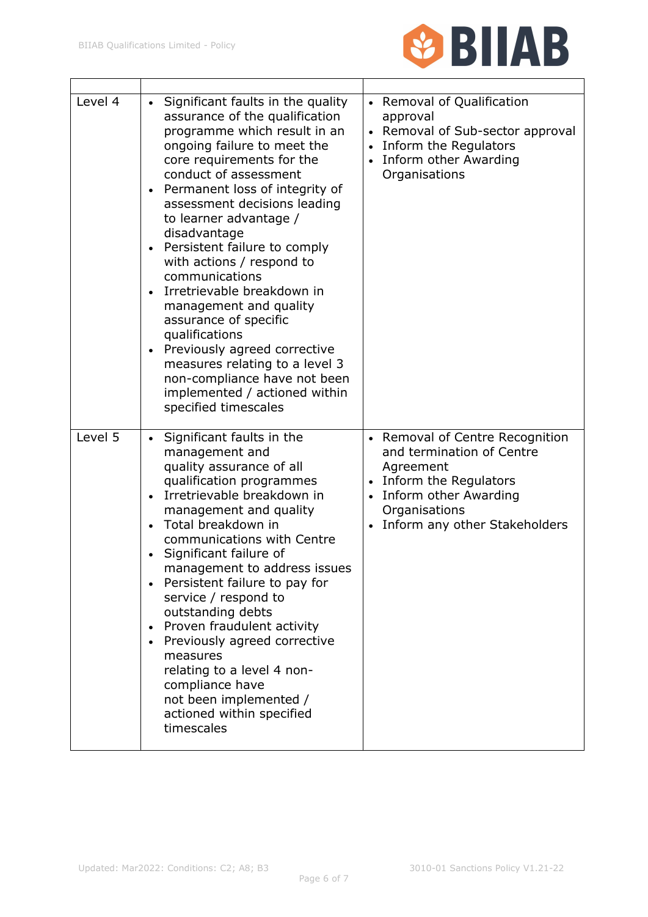| | | |
|---|---|---|
| Level 4 | • Significant faults in the quality assurance of the qualification programme which result in an ongoing failure to meet the core requirements for the conduct of assessment<br>• Permanent loss of integrity of assessment decisions leading to learner advantage / disadvantage<br>• Persistent failure to comply with actions / respond to communications<br>• Irretrievable breakdown in management and quality assurance of specific qualifications<br>• Previously agreed corrective measures relating to a level 3 non-compliance have not been implemented / actioned within specified timescales | • Removal of Qualification approval<br>• Removal of Sub-sector approval<br>• Inform the Regulators<br>• Inform other Awarding Organisations |
| Level 5 | • Significant faults in the management and quality assurance of all qualification programmes<br>• Irretrievable breakdown in management and quality<br>• Total breakdown in communications with Centre<br>• Significant failure of management to address issues<br>• Persistent failure to pay for service / respond to outstanding debts<br>• Proven fraudulent activity<br>• Previously agreed corrective measures relating to a level 4 non-compliance have not been implemented / actioned within specified timescales | • Removal of Centre Recognition and termination of Centre Agreement<br>• Inform the Regulators<br>• Inform other Awarding Organisations<br>• Inform any other Stakeholders |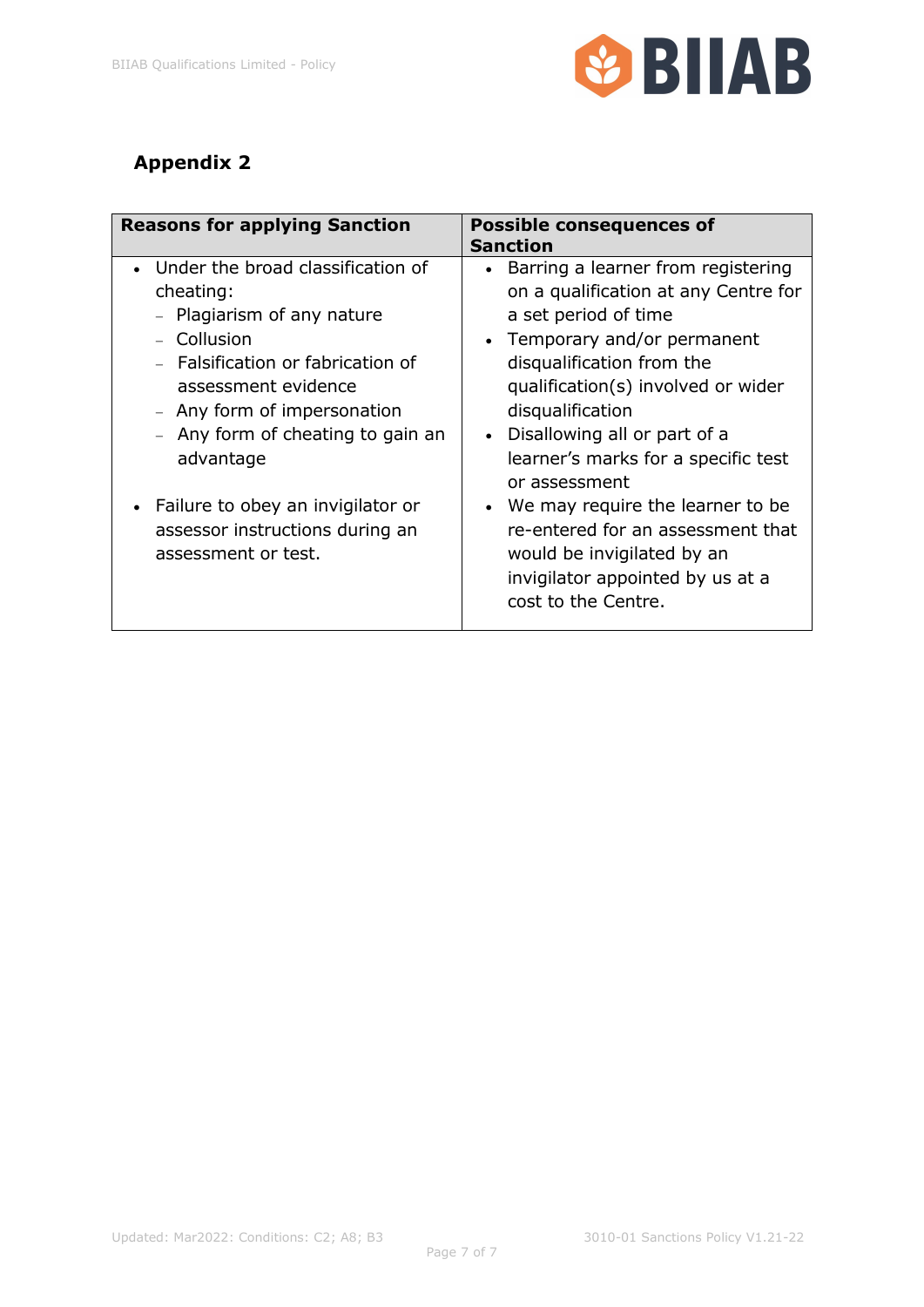## Appendix 2

| Reasons for applying Sanction | Possible consequences of Sanction |
| --- | --- |
| • Under the broad classification of cheating:<br>– Plagiarism of any nature<br>– Collusion<br>– Falsification or fabrication of assessment evidence<br>– Any form of impersonation<br>– Any form of cheating to gain an advantage<br><br>• Failure to obey an invigilator or assessor instructions during an assessment or test. | • Barring a learner from registering on a qualification at any Centre for a set period of time<br>• Temporary and/or permanent disqualification from the qualification(s) involved or wider disqualification<br>• Disallowing all or part of a learner's marks for a specific test or assessment<br>• We may require the learner to be re-entered for an assessment that would be invigilated by an invigilator appointed by us at a cost to the Centre. |